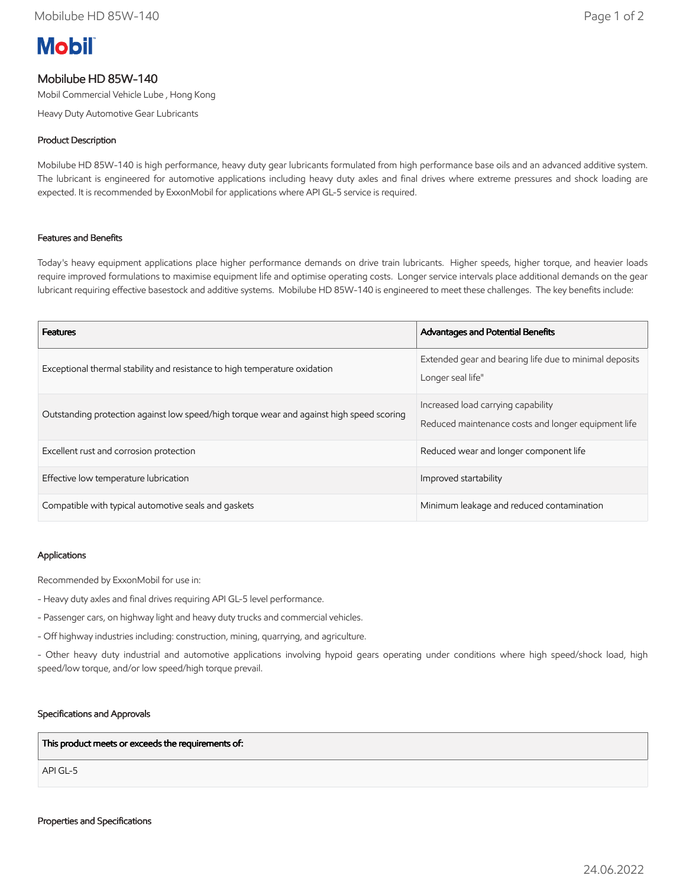Mobil

# Mobilube HD 85W-140

Mobil Commercial Vehicle Lube , Hong Kong

Heavy Duty Automotive Gear Lubricants

## Product Description

Mobilube HD 85W-140 is high performance, heavy duty gear lubricants formulated from high performance base oils and an advanced additive system. The lubricant is engineered for automotive applications including heavy duty axles and final drives where extreme pressures and shock loading are expected. It is recommended by ExxonMobil for applications where API GL-5 service is required.

## Features and Benefits

Today's heavy equipment applications place higher performance demands on drive train lubricants. Higher speeds, higher torque, and heavier loads require improved formulations to maximise equipment life and optimise operating costs. Longer service intervals place additional demands on the gear lubricant requiring effective basestock and additive systems. Mobilube HD 85W-140 is engineered to meet these challenges. The key benefits include:

| Features | Advantages and Potential Benefits |
| --- | --- |
| Exceptional thermal stability and resistance to high temperature oxidation | Extended gear and bearing life due to minimal deposits<br>Longer seal life" |
| Outstanding protection against low speed/high torque wear and against high speed scoring | Increased load carrying capability<br>Reduced maintenance costs and longer equipment life |
| Excellent rust and corrosion protection | Reduced wear and longer component life |
| Effective low temperature lubrication | Improved startability |
| Compatible with typical automotive seals and gaskets | Minimum leakage and reduced contamination |

## Applications

Recommended by ExxonMobil for use in:

- Heavy duty axles and final drives requiring API GL-5 level performance.
- Passenger cars, on highway light and heavy duty trucks and commercial vehicles.
- Off highway industries including: construction, mining, quarrying, and agriculture.
- Other heavy duty industrial and automotive applications involving hypoid gears operating under conditions where high speed/shock load, high speed/low torque, and/or low speed/high torque prevail.

## Specifications and Approvals

| This product meets or exceeds the requirements of: |
| --- |
| API GL-5 |

## Properties and Specifications

24.06.2022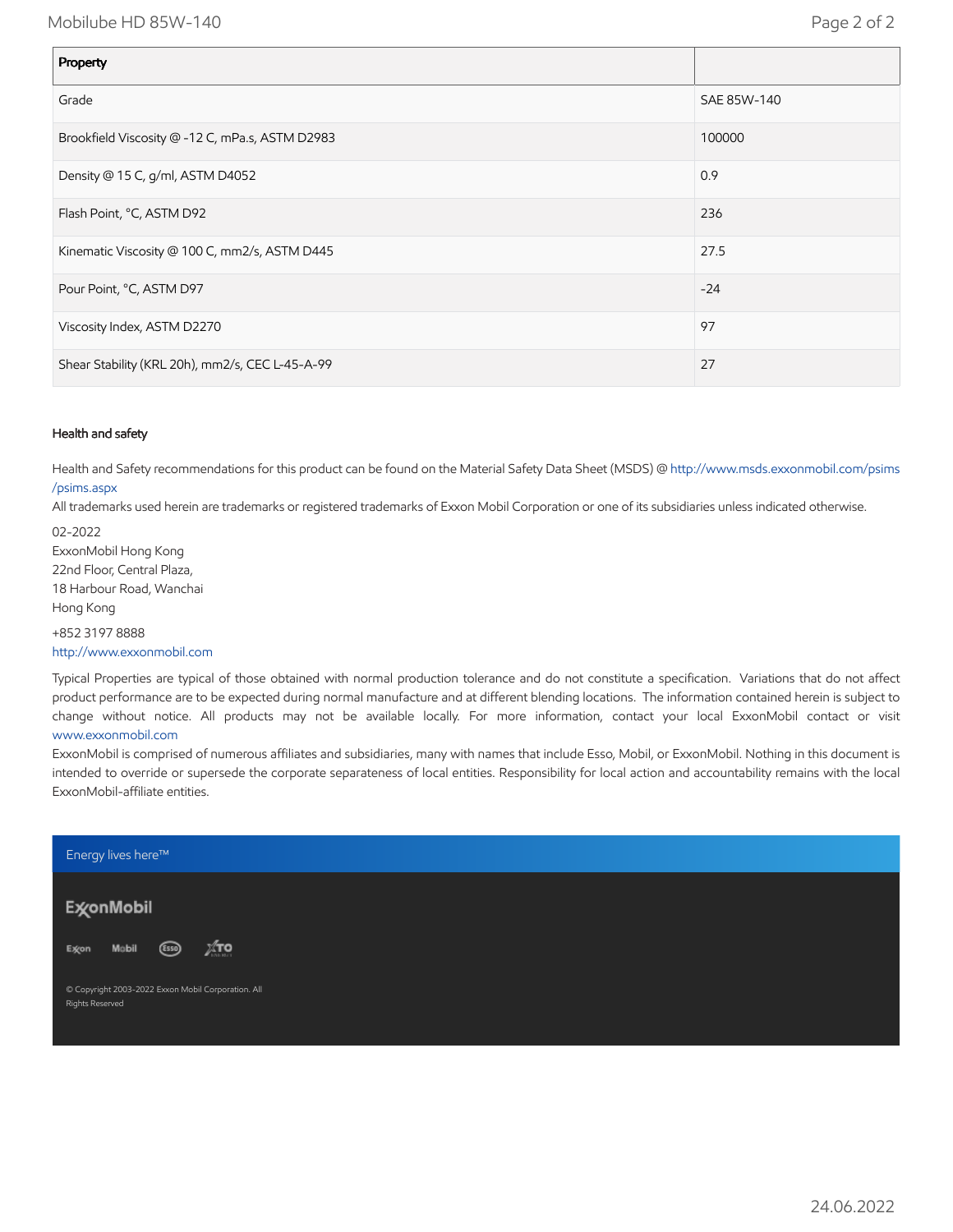| Property | |
|---|---|
| Grade | SAE 85W-140 |
| Brookfield Viscosity @ -12 C, mPa.s, ASTM D2983 | 100000 |
| Density @ 15 C, g/ml, ASTM D4052 | 0.9 |
| Flash Point, °C, ASTM D92 | 236 |
| Kinematic Viscosity @ 100 C, mm2/s, ASTM D445 | 27.5 |
| Pour Point, °C, ASTM D97 | -24 |
| Viscosity Index, ASTM D2270 | 97 |
| Shear Stability (KRL 20h), mm2/s, CEC L-45-A-99 | 27 |

#### Health and safety

Health and Safety recommendations for this product can be found on the Material Safety Data Sheet (MSDS) @ http://www.msds.exxonmobil.com/psims/psims.aspx

All trademarks used herein are trademarks or registered trademarks of Exxon Mobil Corporation or one of its subsidiaries unless indicated otherwise.

02-2022
ExxonMobil Hong Kong
22nd Floor, Central Plaza,
18 Harbour Road, Wanchai
Hong Kong

+852 3197 8888
http://www.exxonmobil.com

Typical Properties are typical of those obtained with normal production tolerance and do not constitute a specification. Variations that do not affect product performance are to be expected during normal manufacture and at different blending locations. The information contained herein is subject to change without notice. All products may not be available locally. For more information, contact your local ExxonMobil contact or visit www.exxonmobil.com

ExxonMobil is comprised of numerous affiliates and subsidiaries, many with names that include Esso, Mobil, or ExxonMobil. Nothing in this document is intended to override or supersede the corporate separateness of local entities. Responsibility for local action and accountability remains with the local ExxonMobil-affiliate entities.

Energy lives here™

ExxonMobil

Exxon Mobil Esso XTO

© Copyright 2003-2022 Exxon Mobil Corporation. All Rights Reserved

24.06.2022